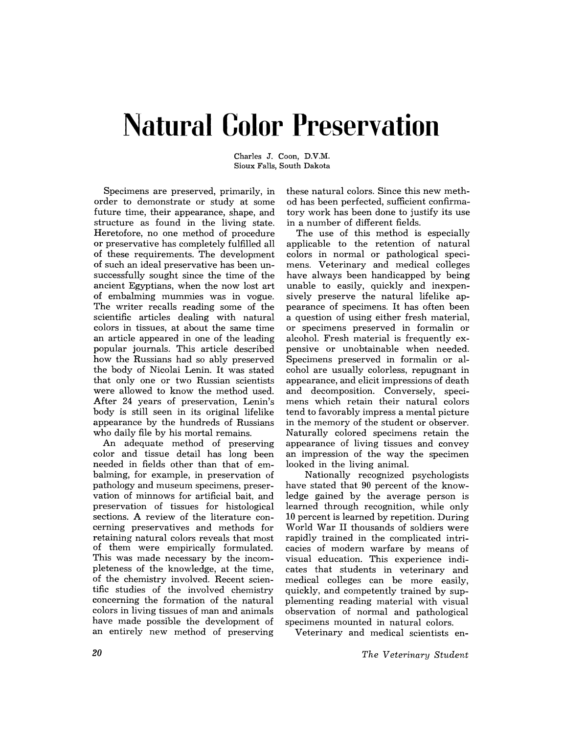# Natural Color Preservation

Charles J. Coon, D.V.M.
Sioux Falls, South Dakota

Specimens are preserved, primarily, in order to demonstrate or study at some future time, their appearance, shape, and structure as found in the living state. Heretofore, no one method of procedure or preservative has completely fulfilled all of these requirements. The development of such an ideal preservative has been unsuccessfully sought since the time of the ancient Egyptians, when the now lost art of embalming mummies was in vogue. The writer recalls reading some of the scientific articles dealing with natural colors in tissues, at about the same time an article appeared in one of the leading popular journals. This article described how the Russians had so ably preserved the body of Nicolai Lenin. It was stated that only one or two Russian scientists were allowed to know the method used. After 24 years of preservation, Lenin's body is still seen in its original lifelike appearance by the hundreds of Russians who daily file by his mortal remains.

An adequate method of preserving color and tissue detail has long been needed in fields other than that of embalming, for example, in preservation of pathology and museum specimens, preservation of minnows for artificial bait, and preservation of tissues for histological sections. A review of the literature concerning preservatives and methods for retaining natural colors reveals that most of them were empirically formulated. This was made necessary by the incompleteness of the knowledge, at the time, of the chemistry involved. Recent scientific studies of the involved chemistry concerning the formation of the natural colors in living tissues of man and animals have made possible the development of an entirely new method of preserving these natural colors. Since this new method has been perfected, sufficient confirmatory work has been done to justify its use in a number of different fields.

The use of this method is especially applicable to the retention of natural colors in normal or pathological specimens. Veterinary and medical colleges have always been handicapped by being unable to easily, quickly and inexpensively preserve the natural lifelike appearance of specimens. It has often been a question of using either fresh material, or specimens preserved in formalin or alcohol. Fresh material is frequently expensive or unobtainable when needed. Specimens preserved in formalin or alcohol are usually colorless, repugnant in appearance, and elicit impressions of death and decomposition. Conversely, specimens which retain their natural colors tend to favorably impress a mental picture in the memory of the student or observer. Naturally colored specimens retain the appearance of living tissues and convey an impression of the way the specimen looked in the living animal.

Nationally recognized psychologists have stated that 90 percent of the knowledge gained by the average person is learned through recognition, while only 10 percent is learned by repetition. During World War II thousands of soldiers were rapidly trained in the complicated intricacies of modern warfare by means of visual education. This experience indicates that students in veterinary and medical colleges can be more easily, quickly, and competently trained by supplementing reading material with visual observation of normal and pathological specimens mounted in natural colors.

Veterinary and medical scientists en-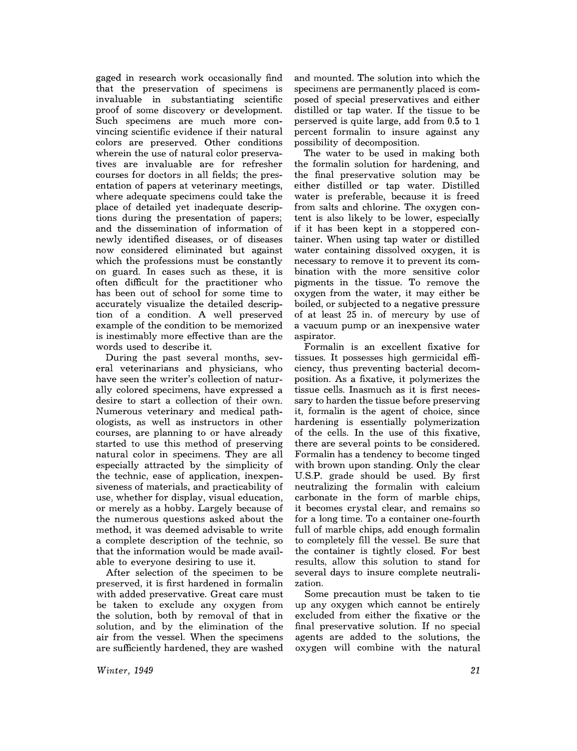gaged in research work occasionally find that the preservation of specimens is invaluable in substantiating scientific proof of some discovery or development. Such specimens are much more convincing scientific evidence if their natural colors are preserved. Other conditions wherein the use of natural color preservatives are invaluable are for refresher courses for doctors in all fields; the presentation of papers at veterinary meetings, where adequate specimens could take the place of detailed yet inadequate descriptions during the presentation of papers; and the dissemination of information of newly identified diseases, or of diseases now considered eliminated but against which the professions must be constantly on guard. In cases such as these, it is often difficult for the practitioner who has been out of school for some time to accurately visualize the detailed description of a condition. A well preserved example of the condition to be memorized is inestimably more effective than are the words used to describe it.

During the past several months, several veterinarians and physicians, who have seen the writer's collection of naturally colored specimens, have expressed a desire to start a collection of their own. Numerous veterinary and medical pathologists, as well as instructors in other courses, are planning to or have already started to use this method of preserving natural color in specimens. They are all especially attracted by the simplicity of the technic, ease of application, inexpensiveness of materials, and practicability of use, whether for display, visual education, or merely as a hobby. Largely because of the numerous questions asked about the method, it was deemed advisable to write a complete description of the technic, so that the information would be made available to everyone desiring to use it.

After selection of the specimen to be preserved, it is first hardened in formalin with added preservative. Great care must be taken to exclude any oxygen from the solution, both by removal of that in solution, and by the elimination of the air from the vessel. When the specimens are sufficiently hardened, they are washed and mounted. The solution into which the specimens are permanently placed is composed of special preservatives and either distilled or tap water. If the tissue to be perserved is quite large, add from 0.5 to 1 percent formalin to insure against any possibility of decomposition.

The water to be used in making both the formalin solution for hardening, and the final preservative solution may be either distilled or tap water. Distilled water is preferable, because it is freed from salts and chlorine. The oxygen content is also likely to be lower, especially if it has been kept in a stoppered container. When using tap water or distilled water containing dissolved oxygen, it is necessary to remove it to prevent its combination with the more sensitive color pigments in the tissue. To remove the oxygen from the water, it may either be boiled, or subjected to a negative pressure of at least 25 in. of mercury by use of a vacuum pump or an inexpensive water aspirator.

Formalin is an excellent fixative for tissues. It possesses high germicidal efficiency, thus preventing bacterial decomposition. As a fixative, it polymerizes the tissue cells. Inasmuch as it is first necessary to harden the tissue before preserving it, formalin is the agent of choice, since hardening is essentially polymerization of the cells. In the use of this fixative, there are several points to be considered. Formalin has a tendency to become tinged with brown upon standing. Only the clear U.S.P. grade should be used. By first neutralizing the formalin with calcium carbonate in the form of marble chips, it becomes crystal clear, and remains so for a long time. To a container one-fourth full of marble chips, add enough formalin to completely fill the vessel. Be sure that the container is tightly closed. For best results, allow this solution to stand for several days to insure complete neutralization.

Some precaution must be taken to tie up any oxygen which cannot be entirely excluded from either the fixative or the final preservative solution. If no special agents are added to the solutions, the oxygen will combine with the natural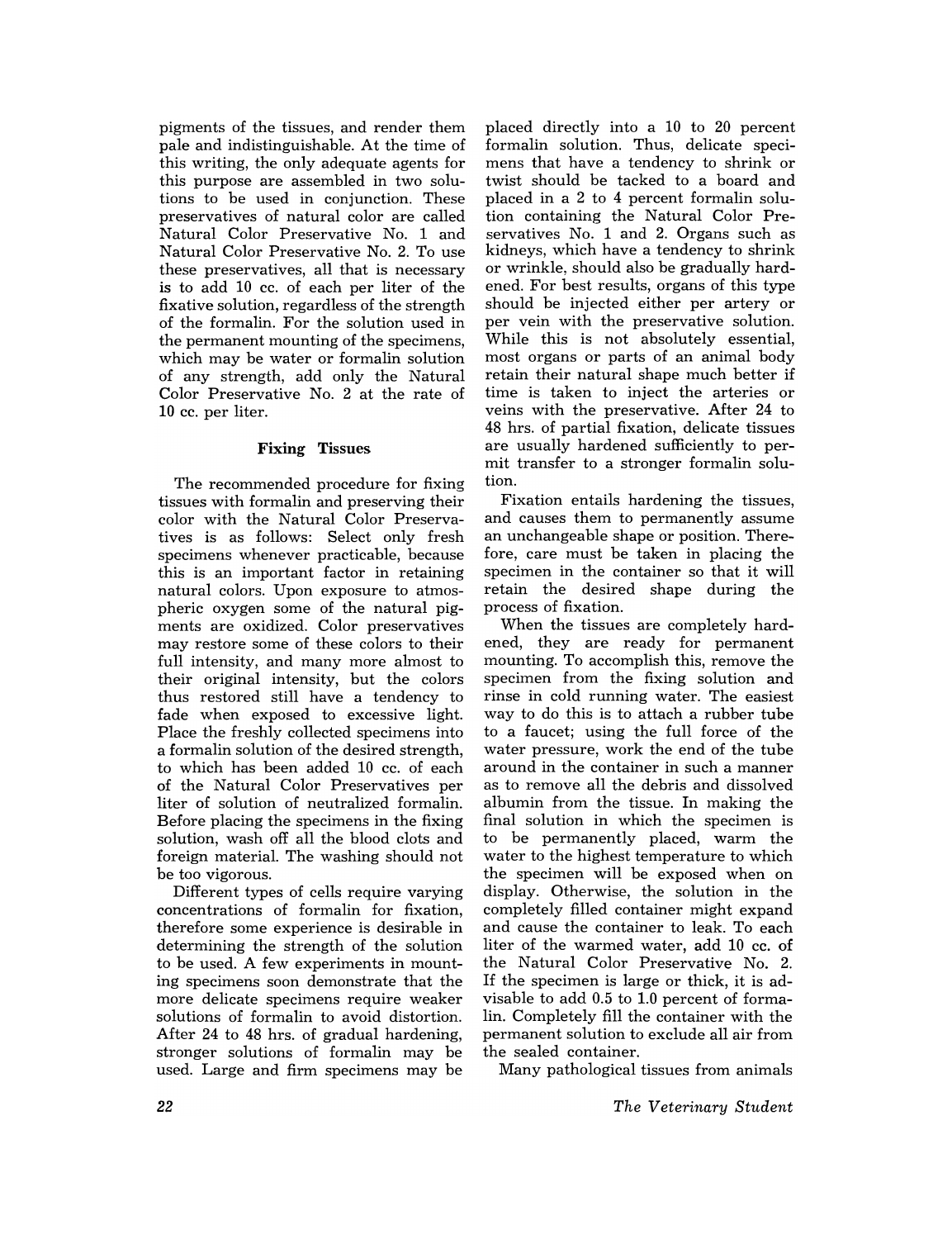pigments of the tissues, and render them pale and indistinguishable. At the time of this writing, the only adequate agents for this purpose are assembled in two solutions to be used in conjunction. These preservatives of natural color are called Natural Color Preservative No. 1 and Natural Color Preservative No. 2. To use these preservatives, all that is necessary is to add 10 cc. of each per liter of the fixative solution, regardless of the strength of the formalin. For the solution used in the permanent mounting of the specimens, which may be water or formalin solution of any strength, add only the Natural Color Preservative No. 2 at the rate of 10 cc. per liter.

### Fixing Tissues

The recommended procedure for fixing tissues with formalin and preserving their color with the Natural Color Preservatives is as follows: Select only fresh specimens whenever practicable, because this is an important factor in retaining natural colors. Upon exposure to atmospheric oxygen some of the natural pigments are oxidized. Color preservatives may restore some of these colors to their full intensity, and many more almost to their original intensity, but the colors thus restored still have a tendency to fade when exposed to excessive light. Place the freshly collected specimens into a formalin solution of the desired strength, to which has been added 10 cc. of each of the Natural Color Preservatives per liter of solution of neutralized formalin. Before placing the specimens in the fixing solution, wash off all the blood clots and foreign material. The washing should not be too vigorous.

Different types of cells require varying concentrations of formalin for fixation, therefore some experience is desirable in determining the strength of the solution to be used. A few experiments in mounting specimens soon demonstrate that the more delicate specimens require weaker solutions of formalin to avoid distortion. After 24 to 48 hrs. of gradual hardening, stronger solutions of formalin may be used. Large and firm specimens may be placed directly into a 10 to 20 percent formalin solution. Thus, delicate specimens that have a tendency to shrink or twist should be tacked to a board and placed in a 2 to 4 percent formalin solution containing the Natural Color Preservatives No. 1 and 2. Organs such as kidneys, which have a tendency to shrink or wrinkle, should also be gradually hardened. For best results, organs of this type should be injected either per artery or per vein with the preservative solution. While this is not absolutely essential, most organs or parts of an animal body retain their natural shape much better if time is taken to inject the arteries or veins with the preservative. After 24 to 48 hrs. of partial fixation, delicate tissues are usually hardened sufficiently to permit transfer to a stronger formalin solution.

Fixation entails hardening the tissues, and causes them to permanently assume an unchangeable shape or position. Therefore, care must be taken in placing the specimen in the container so that it will retain the desired shape during the process of fixation.

When the tissues are completely hardened, they are ready for permanent mounting. To accomplish this, remove the specimen from the fixing solution and rinse in cold running water. The easiest way to do this is to attach a rubber tube to a faucet; using the full force of the water pressure, work the end of the tube around in the container in such a manner as to remove all the debris and dissolved albumin from the tissue. In making the final solution in which the specimen is to be permanently placed, warm the water to the highest temperature to which the specimen will be exposed when on display. Otherwise, the solution in the completely filled container might expand and cause the container to leak. To each liter of the warmed water, add 10 cc. of the Natural Color Preservative No. 2. If the specimen is large or thick, it is advisable to add 0.5 to 1.0 percent of formalin. Completely fill the container with the permanent solution to exclude all air from the sealed container.

Many pathological tissues from animals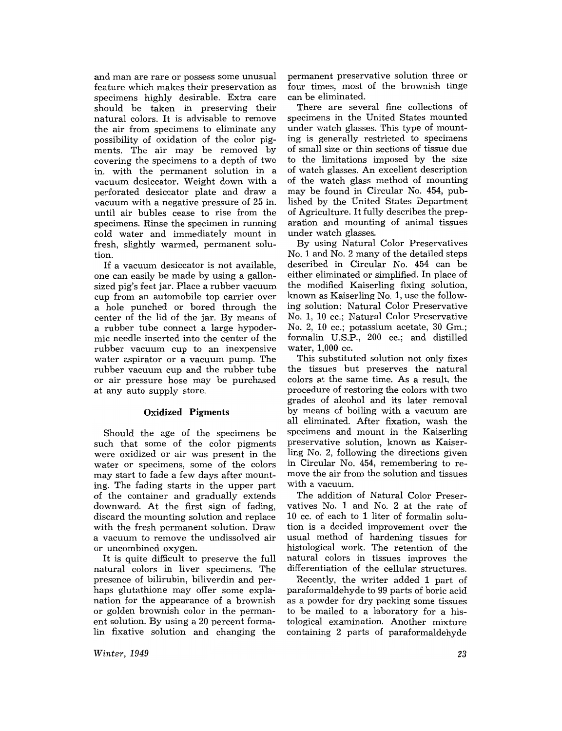and man are rare or possess some unusual feature which makes their preservation as specimens highly desirable. Extra care should be taken in preserving their natural colors. It is advisable to remove the air from specimens to eliminate any possibility of oxidation of the color pigments. The air may be removed by covering the specimens to a depth of two in. with the permanent solution in a vacuum desiccator. Weight down with a perforated desiccator plate and draw a vacuum with a negative pressure of 25 in. until air bubles cease to rise from the specimens. Rinse the specimen in running cold water and immediately mount in fresh, slightly warmed, permanent solution.

If a vacuum desiccator is not available, one can easily be made by using a gallon-sized pig's feet jar. Place a rubber vacuum cup from an automobile top carrier over a hole punched or bored through the center of the lid of the jar. By means of a rubber tube connect a large hypodermic needle inserted into the center of the rubber vacuum cup to an inexpensive water aspirator or a vacuum pump. The rubber vacuum cup and the rubber tube or air pressure hose may be purchased at any auto supply store.

### Oxidized Pigments

Should the age of the specimens be such that some of the color pigments were oxidized or air was present in the water or specimens, some of the colors may start to fade a few days after mounting. The fading starts in the upper part of the container and gradually extends downward. At the first sign of fading, discard the mounting solution and replace with the fresh permanent solution. Draw a vacuum to remove the undissolved air or uncombined oxygen.

It is quite difficult to preserve the full natural colors in liver specimens. The presence of bilirubin, biliverdin and perhaps glutathione may offer some explanation for the appearance of a brownish or golden brownish color in the permanent solution. By using a 20 percent formalin fixative solution and changing the permanent preservative solution three or four times, most of the brownish tinge can be eliminated.

There are several fine collections of specimens in the United States mounted under watch glasses. This type of mounting is generally restricted to specimens of small size or thin sections of tissue due to the limitations imposed by the size of watch glasses. An excellent description of the watch glass method of mounting may be found in Circular No. 454, published by the United States Department of Agriculture. It fully describes the preparation and mounting of animal tissues under watch glasses.

By using Natural Color Preservatives No. 1 and No. 2 many of the detailed steps described in Circular No. 454 can be either eliminated or simplified. In place of the modified Kaiserling fixing solution, known as Kaiserling No. 1, use the following solution: Natural Color Preservative No. 1, 10 cc.; Natural Color Preservative No. 2, 10 cc.; potassium acetate, 30 Gm.; formalin U.S.P., 200 cc.; and distilled water, 1,000 cc.

This substituted solution not only fixes the tissues but preserves the natural colors at the same time. As a result, the procedure of restoring the colors with two grades of alcohol and its later removal by means of boiling with a vacuum are all eliminated. After fixation, wash the specimens and mount in the Kaiserling preservative solution, known as Kaiserling No. 2, following the directions given in Circular No. 454, remembering to remove the air from the solution and tissues with a vacuum.

The addition of Natural Color Preservatives No. 1 and No. 2 at the rate of 10 cc. of each to 1 liter of formalin solution is a decided improvement over the usual method of hardening tissues for histological work. The retention of the natural colors in tissues improves the differentiation of the cellular structures.

Recently, the writer added 1 part of paraformaldehyde to 99 parts of boric acid as a powder for dry packing some tissues to be mailed to a laboratory for a histological examination. Another mixture containing 2 parts of paraformaldehyde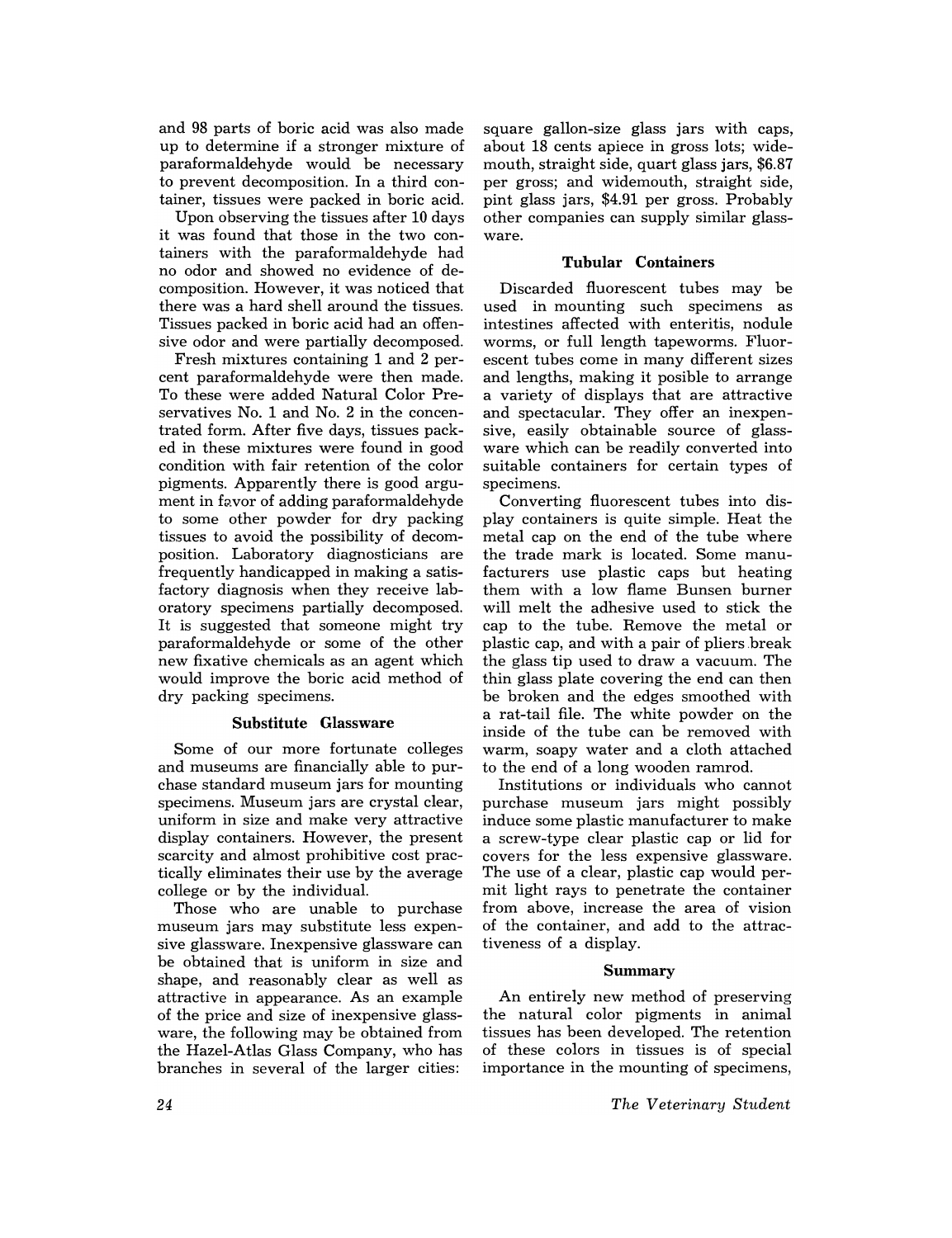and 98 parts of boric acid was also made up to determine if a stronger mixture of paraformaldehyde would be necessary to prevent decomposition. In a third container, tissues were packed in boric acid.

Upon observing the tissues after 10 days it was found that those in the two containers with the paraformaldehyde had no odor and showed no evidence of decomposition. However, it was noticed that there was a hard shell around the tissues. Tissues packed in boric acid had an offensive odor and were partially decomposed.

Fresh mixtures containing 1 and 2 percent paraformaldehyde were then made. To these were added Natural Color Preservatives No. 1 and No. 2 in the concentrated form. After five days, tissues packed in these mixtures were found in good condition with fair retention of the color pigments. Apparently there is good argument in favor of adding paraformaldehyde to some other powder for dry packing tissues to avoid the possibility of decomposition. Laboratory diagnosticians are frequently handicapped in making a satisfactory diagnosis when they receive laboratory specimens partially decomposed. It is suggested that someone might try paraformaldehyde or some of the other new fixative chemicals as an agent which would improve the boric acid method of dry packing specimens.

### Substitute Glassware

Some of our more fortunate colleges and museums are financially able to purchase standard museum jars for mounting specimens. Museum jars are crystal clear, uniform in size and make very attractive display containers. However, the present scarcity and almost prohibitive cost practically eliminates their use by the average college or by the individual.

Those who are unable to purchase museum jars may substitute less expensive glassware. Inexpensive glassware can be obtained that is uniform in size and shape, and reasonably clear as well as attractive in appearance. As an example of the price and size of inexpensive glassware, the following may be obtained from the Hazel-Atlas Glass Company, who has branches in several of the larger cities: square gallon-size glass jars with caps, about 18 cents apiece in gross lots; widemouth, straight side, quart glass jars, $6.87 per gross; and widemouth, straight side, pint glass jars, $4.91 per gross. Probably other companies can supply similar glassware.

### Tubular Containers

Discarded fluorescent tubes may be used in mounting such specimens as intestines affected with enteritis, nodule worms, or full length tapeworms. Fluorescent tubes come in many different sizes and lengths, making it posible to arrange a variety of displays that are attractive and spectacular. They offer an inexpensive, easily obtainable source of glassware which can be readily converted into suitable containers for certain types of specimens.

Converting fluorescent tubes into display containers is quite simple. Heat the metal cap on the end of the tube where the trade mark is located. Some manufacturers use plastic caps but heating them with a low flame Bunsen burner will melt the adhesive used to stick the cap to the tube. Remove the metal or plastic cap, and with a pair of pliers break the glass tip used to draw a vacuum. The thin glass plate covering the end can then be broken and the edges smoothed with a rat-tail file. The white powder on the inside of the tube can be removed with warm, soapy water and a cloth attached to the end of a long wooden ramrod.

Institutions or individuals who cannot purchase museum jars might possibly induce some plastic manufacturer to make a screw-type clear plastic cap or lid for covers for the less expensive glassware. The use of a clear, plastic cap would permit light rays to penetrate the container from above, increase the area of vision of the container, and add to the attractiveness of a display.

### Summary

An entirely new method of preserving the natural color pigments in animal tissues has been developed. The retention of these colors in tissues is of special importance in the mounting of specimens,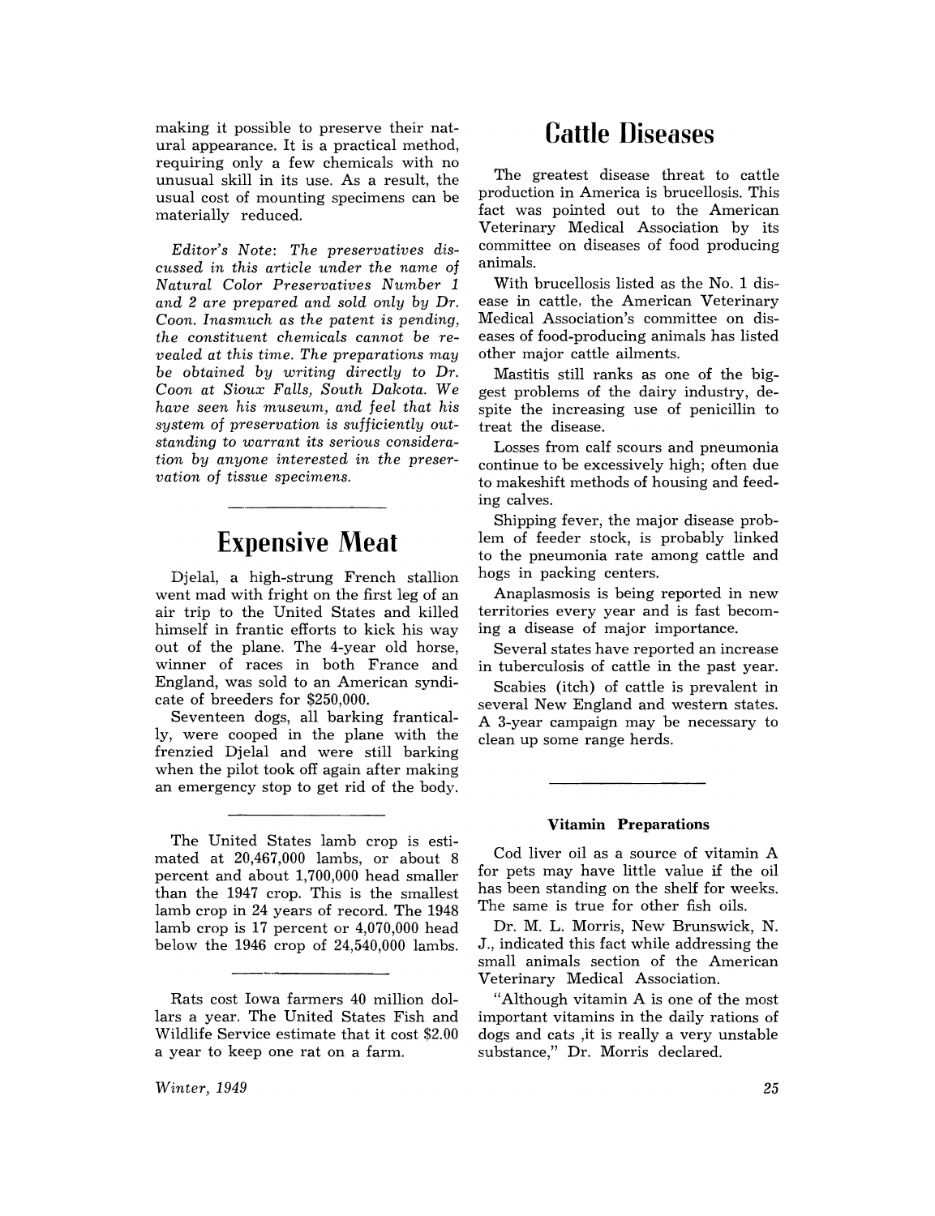making it possible to preserve their natural appearance. It is a practical method, requiring only a few chemicals with no unusual skill in its use. As a result, the usual cost of mounting specimens can be materially reduced.

*Editor's Note: The preservatives discussed in this article under the name of Natural Color Preservatives Number 1 and 2 are prepared and sold only by Dr. Coon. Inasmuch as the patent is pending, the constituent chemicals cannot be revealed at this time. The preparations may be obtained by writing directly to Dr. Coon at Sioux Falls, South Dakota. We have seen his museum, and feel that his system of preservation is sufficiently outstanding to warrant its serious consideration by anyone interested in the preservation of tissue specimens.*

---

## Expensive Meat

Djelal, a high-strung French stallion went mad with fright on the first leg of an air trip to the United States and killed himself in frantic efforts to kick his way out of the plane. The 4-year old horse, winner of races in both France and England, was sold to an American syndicate of breeders for $250,000.

Seventeen dogs, all barking frantically, were cooped in the plane with the frenzied Djelal and were still barking when the pilot took off again after making an emergency stop to get rid of the body.

---

The United States lamb crop is estimated at 20,467,000 lambs, or about 8 percent and about 1,700,000 head smaller than the 1947 crop. This is the smallest lamb crop in 24 years of record. The 1948 lamb crop is 17 percent or 4,070,000 head below the 1946 crop of 24,540,000 lambs.

---

Rats cost Iowa farmers 40 million dollars a year. The United States Fish and Wildlife Service estimate that it cost $2.00 a year to keep one rat on a farm.

## Cattle Diseases

The greatest disease threat to cattle production in America is brucellosis. This fact was pointed out to the American Veterinary Medical Association by its committee on diseases of food producing animals.

With brucellosis listed as the No. 1 disease in cattle, the American Veterinary Medical Association's committee on diseases of food-producing animals has listed other major cattle ailments.

Mastitis still ranks as one of the biggest problems of the dairy industry, despite the increasing use of penicillin to treat the disease.

Losses from calf scours and pneumonia continue to be excessively high; often due to makeshift methods of housing and feeding calves.

Shipping fever, the major disease problem of feeder stock, is probably linked to the pneumonia rate among cattle and hogs in packing centers.

Anaplasmosis is being reported in new territories every year and is fast becoming a disease of major importance.

Several states have reported an increase in tuberculosis of cattle in the past year.

Scabies (itch) of cattle is prevalent in several New England and western states. A 3-year campaign may be necessary to clean up some range herds.

---

### Vitamin Preparations

Cod liver oil as a source of vitamin A for pets may have little value if the oil has been standing on the shelf for weeks. The same is true for other fish oils.

Dr. M. L. Morris, New Brunswick, N. J., indicated this fact while addressing the small animals section of the American Veterinary Medical Association.

"Although vitamin A is one of the most important vitamins in the daily rations of dogs and cats ,it is really a very unstable substance," Dr. Morris declared.